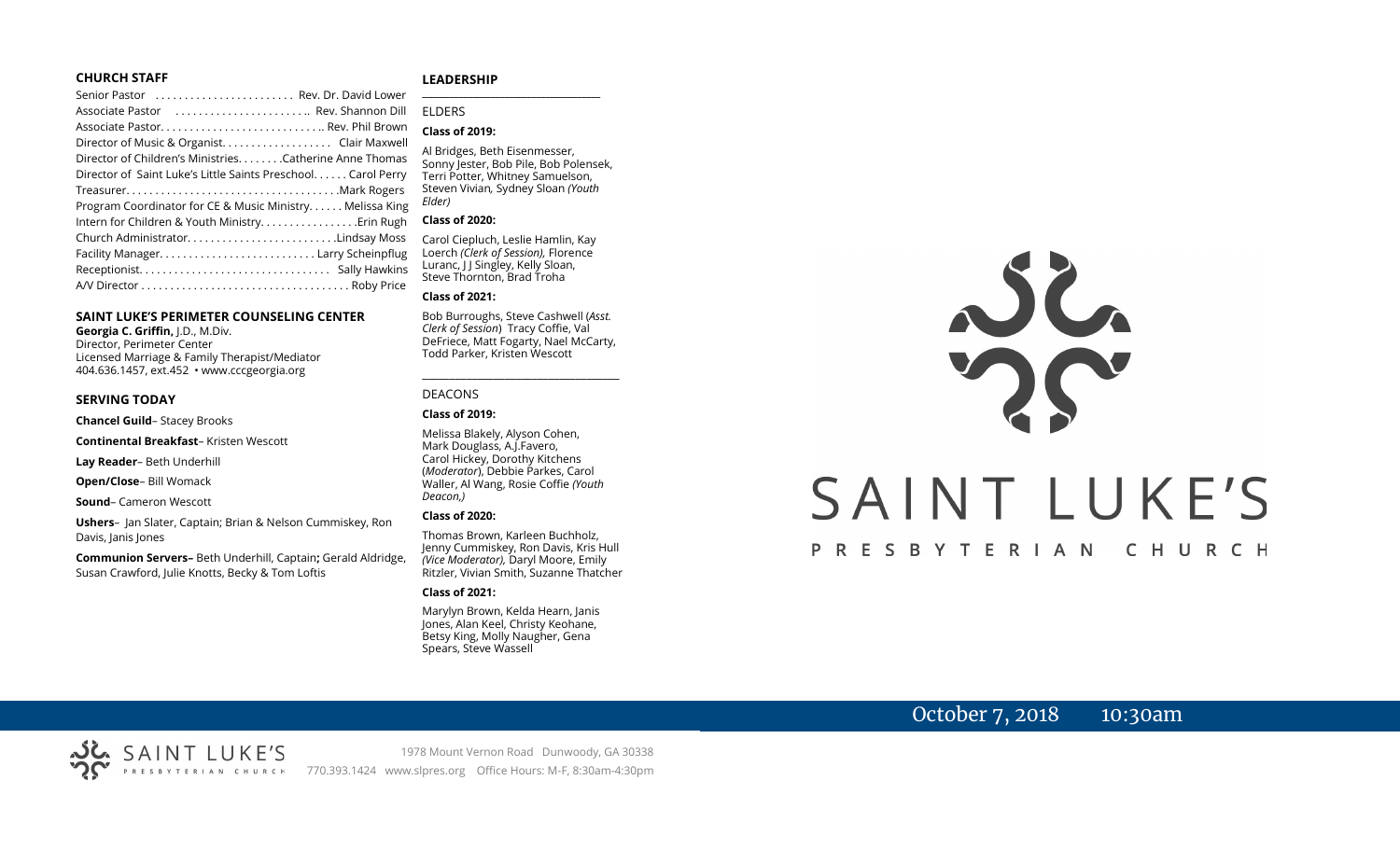### CHURCH STAFF

Senior Pastor ........................ Rev. Dr. David Lower
Associate Pastor ........................ Rev. Shannon Dill
Associate Pastor............................ Rev. Phil Brown
Director of Music & Organist................... Clair Maxwell
Director of Children's Ministries........Catherine Anne Thomas
Director of Saint Luke's Little Saints Preschool...... Carol Perry
Treasurer..................................... Mark Rogers
Program Coordinator for CE & Music Ministry...... Melissa King
Intern for Children & Youth Ministry................ Erin Rugh
Church Administrator.......................... Lindsay Moss
Facility Manager........................... Larry Scheinpflug
Receptionist................................ Sally Hawkins
A/V Director.................................. Roby Price

### SAINT LUKE'S PERIMETER COUNSELING CENTER

**Georgia C. Griffin,** J.D., M.Div.
Director, Perimeter Center
Licensed Marriage & Family Therapist/Mediator
404.636.1457, ext.452 • www.cccgeorgia.org

### SERVING TODAY

**Chancel Guild**– Stacey Brooks

**Continental Breakfast**– Kristen Wescott

**Lay Reader**– Beth Underhill

**Open/Close**– Bill Womack

**Sound**– Cameron Wescott

**Ushers**– Jan Slater, Captain; Brian & Nelson Cummiskey, Ron Davis, Janis Jones

**Communion Servers–** Beth Underhill, Captain**;** Gerald Aldridge, Susan Crawford, Julie Knotts, Becky & Tom Loftis

### LEADERSHIP

ELDERS

**Class of 2019:**

Al Bridges, Beth Eisenmesser, Sonny Jester, Bob Pile, Bob Polensek, Terri Potter, Whitney Samuelson, Steven Vivian*,* Sydney Sloan *(Youth Elder)*

**Class of 2020:**

Carol Ciepluch, Leslie Hamlin, Kay Loerch *(Clerk of Session),* Florence Luranc, J J Singley, Kelly Sloan, Steve Thornton, Brad Troha

**Class of 2021:**

Bob Burroughs, Steve Cashwell (*Asst. Clerk of Session*) Tracy Coffie, Val DeFriece, Matt Fogarty, Nael McCarty, Todd Parker, Kristen Wescott

DEACONS

**Class of 2019:**

Melissa Blakely, Alyson Cohen, Mark Douglass, A.J.Favero, Carol Hickey, Dorothy Kitchens (*Moderator*), Debbie Parkes, Carol Waller, Al Wang, Rosie Coffie *(Youth Deacon,)*

**Class of 2020:**

Thomas Brown, Karleen Buchholz, Jenny Cummiskey, Ron Davis, Kris Hull *(Vice Moderator),* Daryl Moore, Emily Ritzler, Vivian Smith, Suzanne Thatcher

**Class of 2021:**

Marylyn Brown, Kelda Hearn, Janis Jones, Alan Keel, Christy Keohane, Betsy King, Molly Naugher, Gena Spears, Steve Wassell

# SAINT LUKE'S
PRESBYTERIAN CHURCH

October 7, 2018 10:30am

SAINT LUKE'S PRESBYTERIAN CHURCH
1978 Mount Vernon Road Dunwoody, GA 30338
770.393.1424 www.slpres.org Office Hours: M-F, 8:30am-4:30pm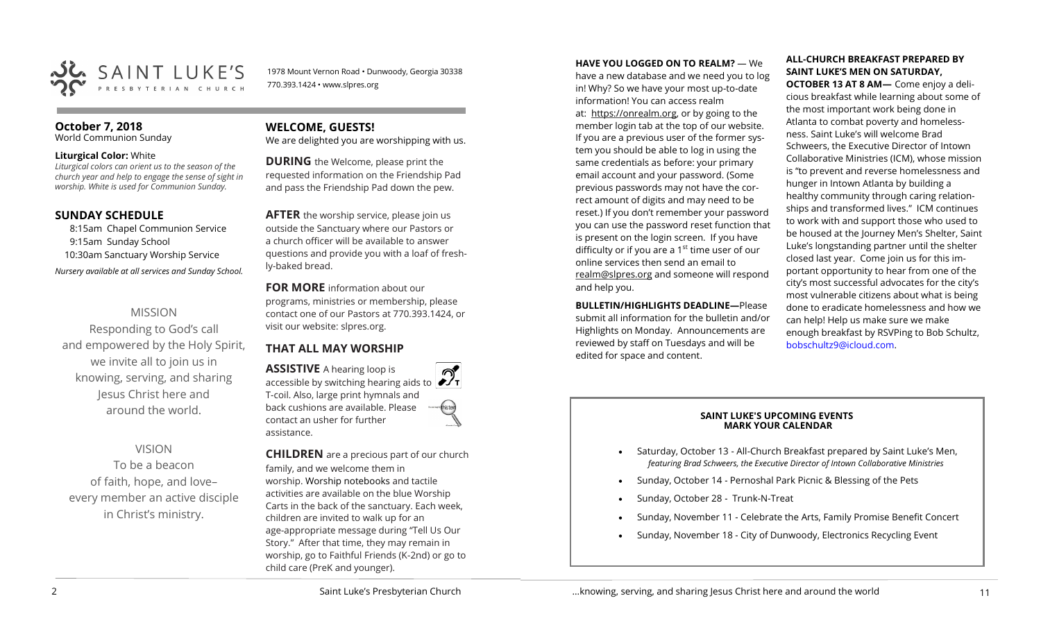SAINT LUKE'S PRESBYTERIAN CHURCH

1978 Mount Vernon Road • Dunwoody, Georgia 30338
770.393.1424 • www.slpres.org

**October 7, 2018**
World Communion Sunday

**Liturgical Color:** White
*Liturgical colors can orient us to the season of the church year and help to engage the sense of sight in worship. White is used for Communion Sunday.*

## SUNDAY SCHEDULE

8:15am Chapel Communion Service
9:15am Sunday School
10:30am Sanctuary Worship Service

*Nursery available at all services and Sunday School.*

MISSION

Responding to God's call and empowered by the Holy Spirit, we invite all to join us in knowing, serving, and sharing Jesus Christ here and around the world.

VISION

To be a beacon of faith, hope, and love– every member an active disciple in Christ's ministry.

## WELCOME, GUESTS!

We are delighted you are worshipping with us.

**DURING** the Welcome, please print the requested information on the Friendship Pad and pass the Friendship Pad down the pew.

**AFTER** the worship service, please join us outside the Sanctuary where our Pastors or a church officer will be available to answer questions and provide you with a loaf of freshly-baked bread.

**FOR MORE** information about our programs, ministries or membership, please contact one of our Pastors at 770.393.1424, or visit our website: slpres.org.

## THAT ALL MAY WORSHIP

**ASSISTIVE** A hearing loop is accessible by switching hearing aids to T-coil. Also, large print hymnals and back cushions are available. Please contact an usher for further assistance.

**CHILDREN** are a precious part of our church family, and we welcome them in worship. Worship notebooks and tactile activities are available on the blue Worship Carts in the back of the sanctuary. Each week, children are invited to walk up for an age-appropriate message during "Tell Us Our Story." After that time, they may remain in worship, go to Faithful Friends (K-2nd) or go to child care (PreK and younger).

**HAVE YOU LOGGED ON TO REALM?** — We have a new database and we need you to log in! Why? So we have your most up-to-date information! You can access realm at: https://onrealm.org, or by going to the member login tab at the top of our website. If you are a previous user of the former system you should be able to log in using the same credentials as before: your primary email account and your password. (Some previous passwords may not have the correct amount of digits and may need to be reset.) If you don't remember your password you can use the password reset function that is present on the login screen. If you have difficulty or if you are a 1st time user of our online services then send an email to realm@slpres.org and someone will respond and help you.

**BULLETIN/HIGHLIGHTS DEADLINE—**Please submit all information for the bulletin and/or Highlights on Monday. Announcements are reviewed by staff on Tuesdays and will be edited for space and content.

**ALL-CHURCH BREAKFAST PREPARED BY SAINT LUKE'S MEN ON SATURDAY, OCTOBER 13 AT 8 AM—** Come enjoy a delicious breakfast while learning about some of the most important work being done in Atlanta to combat poverty and homelessness. Saint Luke's will welcome Brad Schweers, the Executive Director of Intown Collaborative Ministries (ICM), whose mission is "to prevent and reverse homelessness and hunger in Intown Atlanta by building a healthy community through caring relationships and transformed lives." ICM continues to work with and support those who used to be housed at the Journey Men's Shelter, Saint Luke's longstanding partner until the shelter closed last year. Come join us for this important opportunity to hear from one of the city's most successful advocates for the city's most vulnerable citizens about what is being done to eradicate homelessness and how we can help! Help us make sure we make enough breakfast by RSVPing to Bob Schultz, bobschultz9@icloud.com.

**SAINT LUKE'S UPCOMING EVENTS**
**MARK YOUR CALENDAR**

- Saturday, October 13 - All-Church Breakfast prepared by Saint Luke's Men, *featuring Brad Schweers, the Executive Director of Intown Collaborative Ministries*
- Sunday, October 14 - Pernoshal Park Picnic & Blessing of the Pets
- Sunday, October 28 - Trunk-N-Treat
- Sunday, November 11 - Celebrate the Arts, Family Promise Benefit Concert
- Sunday, November 18 - City of Dunwoody, Electronics Recycling Event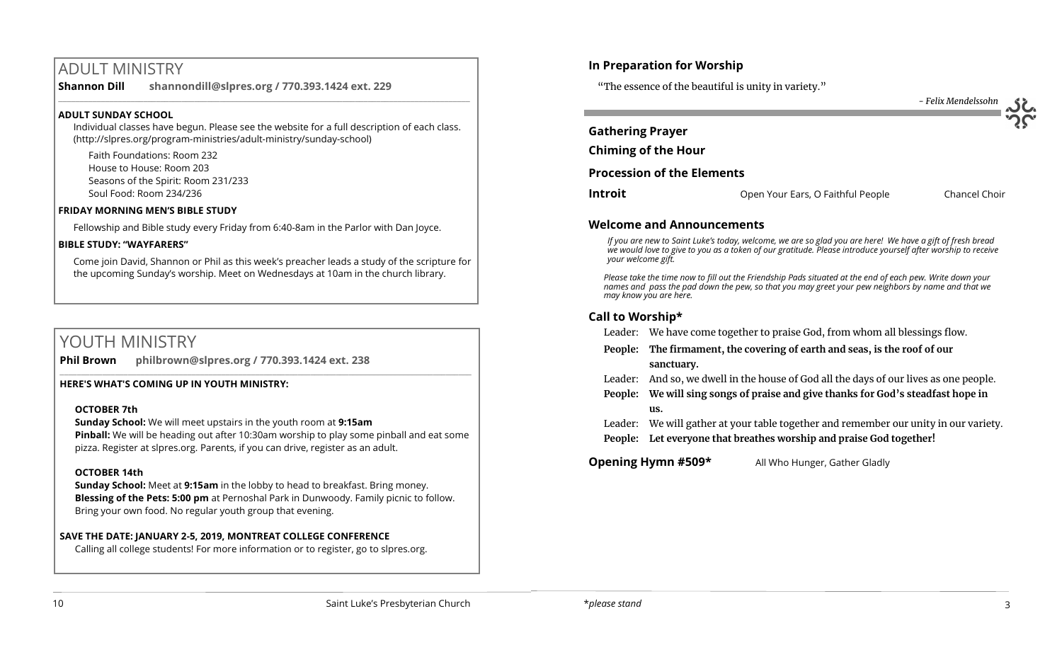## ADULT MINISTRY

**Shannon Dill shannondill@slpres.org / 770.393.1424 ext. 229**

**ADULT SUNDAY SCHOOL**

Individual classes have begun. Please see the website for a full description of each class. (http://slpres.org/program-ministries/adult-ministry/sunday-school)

Faith Foundations: Room 232
House to House: Room 203
Seasons of the Spirit: Room 231/233
Soul Food: Room 234/236

**FRIDAY MORNING MEN'S BIBLE STUDY**

Fellowship and Bible study every Friday from 6:40-8am in the Parlor with Dan Joyce.

**BIBLE STUDY: "WAYFARERS"**

Come join David, Shannon or Phil as this week's preacher leads a study of the scripture for the upcoming Sunday's worship. Meet on Wednesdays at 10am in the church library.

## YOUTH MINISTRY

**Phil Brown philbrown@slpres.org / 770.393.1424 ext. 238**

**HERE'S WHAT'S COMING UP IN YOUTH MINISTRY:**

**OCTOBER 7th**

**Sunday School:** We will meet upstairs in the youth room at **9:15am**
**Pinball:** We will be heading out after 10:30am worship to play some pinball and eat some pizza. Register at slpres.org. Parents, if you can drive, register as an adult.

**OCTOBER 14th**

**Sunday School:** Meet at **9:15am** in the lobby to head to breakfast. Bring money.
**Blessing of the Pets: 5:00 pm** at Pernoshal Park in Dunwoody. Family picnic to follow. Bring your own food. No regular youth group that evening.

**SAVE THE DATE: JANUARY 2-5, 2019, MONTREAT COLLEGE CONFERENCE**

Calling all college students! For more information or to register, go to slpres.org.

### In Preparation for Worship

"The essence of the beautiful is unity in variety."

*- Felix Mendelssohn*

**Gathering Prayer**

**Chiming of the Hour**

**Procession of the Elements**

**Introit** Open Your Ears, O Faithful People Chancel Choir

### Welcome and Announcements

*If you are new to Saint Luke's today, welcome, we are so glad you are here! We have a gift of fresh bread we would love to give to you as a token of our gratitude. Please introduce yourself after worship to receive your welcome gift.*

*Please take the time now to fill out the Friendship Pads situated at the end of each pew. Write down your names and pass the pad down the pew, so that you may greet your pew neighbors by name and that we may know you are here.*

### Call to Worship*

Leader: We have come together to praise God, from whom all blessings flow.

**People: The firmament, the covering of earth and seas, is the roof of our sanctuary.**

Leader: And so, we dwell in the house of God all the days of our lives as one people.

**People: We will sing songs of praise and give thanks for God's steadfast hope in us.**

Leader: We will gather at your table together and remember our unity in our variety.

**People: Let everyone that breathes worship and praise God together!**

**Opening Hymn #509*** All Who Hunger, Gather Gladly

*please stand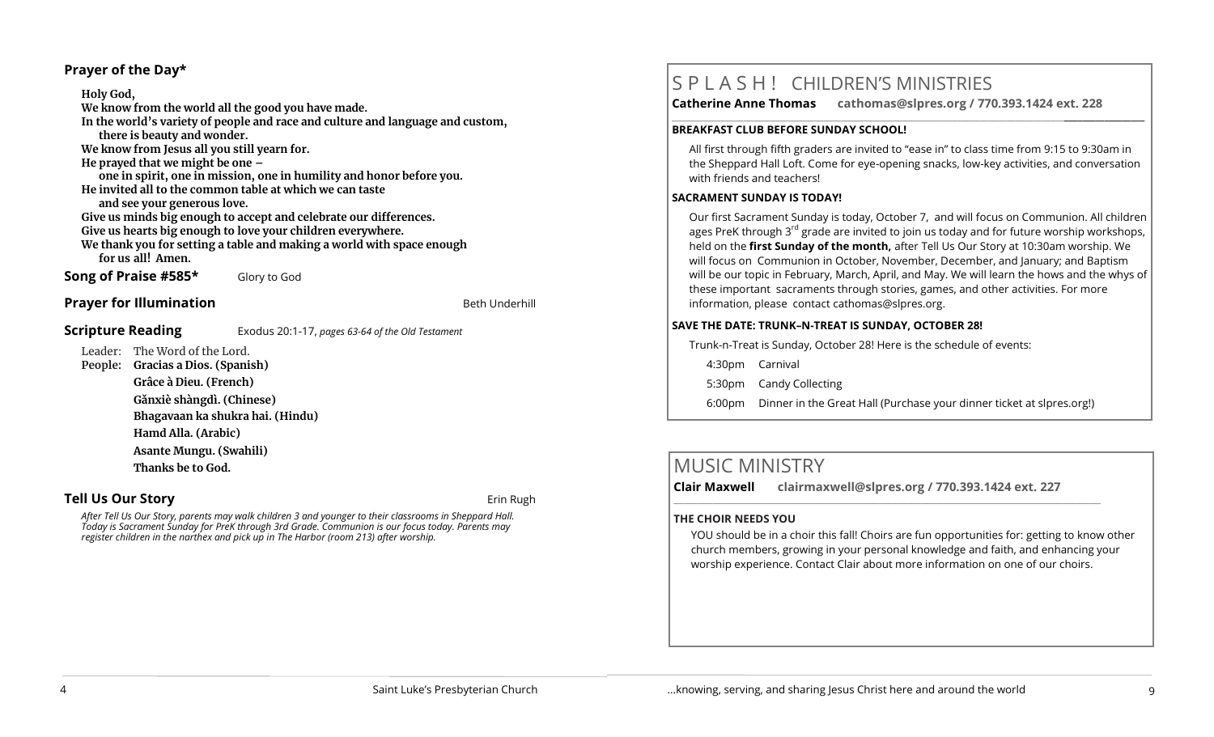## Prayer of the Day*

**Holy God,**
**We know from the world all the good you have made.**
**In the world's variety of people and race and culture and language and custom,**
**there is beauty and wonder.**
**We know from Jesus all you still yearn for.**
**He prayed that we might be one –**
**one in spirit, one in mission, one in humility and honor before you.**
**He invited all to the common table at which we can taste**
**and see your generous love.**
**Give us minds big enough to accept and celebrate our differences.**
**Give us hearts big enough to love your children everywhere.**
**We thank you for setting a table and making a world with space enough**
**for us all! Amen.**

**Song of Praise #585*** Glory to God

**Prayer for Illumination** Beth Underhill

**Scripture Reading** Exodus 20:1-17, *pages 63-64 of the Old Testament*

Leader: The Word of the Lord.
People: **Gracias a Dios. (Spanish)**
**Grâce à Dieu. (French)**
**Gǎnxiè shàngdì. (Chinese)**
**Bhagavaan ka shukra hai. (Hindu)**
**Hamd Alla. (Arabic)**
**Asante Mungu. (Swahili)**
**Thanks be to God.**

**Tell Us Our Story** Erin Rugh

*After Tell Us Our Story, parents may walk children 3 and younger to their classrooms in Sheppard Hall. Today is Sacrament Sunday for PreK through 3rd Grade. Communion is our focus today. Parents may register children in the narthex and pick up in The Harbor (room 213) after worship.*

# S P L A S H ! CHILDREN'S MINISTRIES

**Catherine Anne Thomas** **cathomas@slpres.org / 770.393.1424 ext. 228**

**BREAKFAST CLUB BEFORE SUNDAY SCHOOL!**

All first through fifth graders are invited to "ease in" to class time from 9:15 to 9:30am in the Sheppard Hall Loft. Come for eye-opening snacks, low-key activities, and conversation with friends and teachers!

**SACRAMENT SUNDAY IS TODAY!**

Our first Sacrament Sunday is today, October 7, and will focus on Communion. All children ages PreK through 3rd grade are invited to join us today and for future worship workshops, held on the **first Sunday of the month,** after Tell Us Our Story at 10:30am worship. We will focus on Communion in October, November, December, and January; and Baptism will be our topic in February, March, April, and May. We will learn the hows and the whys of these important sacraments through stories, games, and other activities. For more information, please contact cathomas@slpres.org.

**SAVE THE DATE: TRUNK–N-TREAT IS SUNDAY, OCTOBER 28!**

Trunk-n-Treat is Sunday, October 28! Here is the schedule of events:

4:30pm Carnival
5:30pm Candy Collecting
6:00pm Dinner in the Great Hall (Purchase your dinner ticket at slpres.org!)

# MUSIC MINISTRY

**Clair Maxwell** **clairmaxwell@slpres.org / 770.393.1424 ext. 227**

**THE CHOIR NEEDS YOU**

YOU should be in a choir this fall! Choirs are fun opportunities for: getting to know other church members, growing in your personal knowledge and faith, and enhancing your worship experience. Contact Clair about more information on one of our choirs.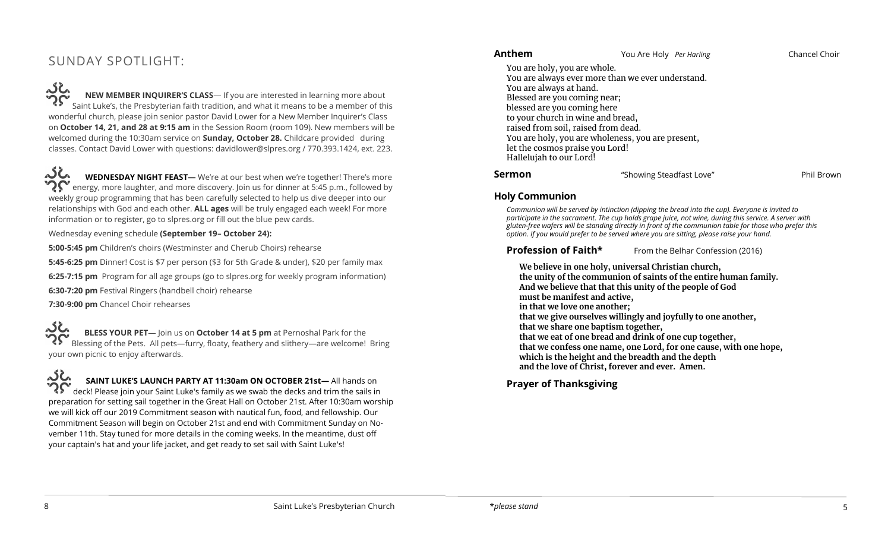## SUNDAY SPOTLIGHT:

**NEW MEMBER INQUIRER'S CLASS**— If you are interested in learning more about Saint Luke's, the Presbyterian faith tradition, and what it means to be a member of this wonderful church, please join senior pastor David Lower for a New Member Inquirer's Class on **October 14, 21, and 28 at 9:15 am** in the Session Room (room 109). New members will be welcomed during the 10:30am service on **Sunday, October 28.** Childcare provided during classes. Contact David Lower with questions: davidlower@slpres.org / 770.393.1424, ext. 223.

**WEDNESDAY NIGHT FEAST—** We're at our best when we're together! There's more energy, more laughter, and more discovery. Join us for dinner at 5:45 p.m., followed by weekly group programming that has been carefully selected to help us dive deeper into our relationships with God and each other. **ALL ages** will be truly engaged each week! For more information or to register, go to slpres.org or fill out the blue pew cards.

Wednesday evening schedule **(September 19– October 24):**

**5:00-5:45 pm** Children's choirs (Westminster and Cherub Choirs) rehearse

**5:45-6:25 pm** Dinner! Cost is $7 per person ($3 for 5th Grade & under), $20 per family max

**6:25-7:15 pm** Program for all age groups (go to slpres.org for weekly program information)

**6:30-7:20 pm** Festival Ringers (handbell choir) rehearse

**7:30-9:00 pm** Chancel Choir rehearses

**BLESS YOUR PET**— Join us on **October 14 at 5 pm** at Pernoshal Park for the Blessing of the Pets. All pets—furry, floaty, feathery and slithery—are welcome! Bring your own picnic to enjoy afterwards.

**SAINT LUKE'S LAUNCH PARTY AT 11:30am ON OCTOBER 21st—** All hands on deck! Please join your Saint Luke's family as we swab the decks and trim the sails in preparation for setting sail together in the Great Hall on October 21st. After 10:30am worship we will kick off our 2019 Commitment season with nautical fun, food, and fellowship. Our Commitment Season will begin on October 21st and end with Commitment Sunday on November 11th. Stay tuned for more details in the coming weeks. In the meantime, dust off your captain's hat and your life jacket, and get ready to set sail with Saint Luke's!

**Anthem** — You Are Holy *Per Harling* — Chancel Choir

You are holy, you are whole.
You are always ever more than we ever understand.
You are always at hand.
Blessed are you coming near;
blessed are you coming here
to your church in wine and bread,
raised from soil, raised from dead.
You are holy, you are wholeness, you are present,
let the cosmos praise you Lord!
Hallelujah to our Lord!

**Sermon** — "Showing Steadfast Love" — Phil Brown

### Holy Communion

*Communion will be served by intinction (dipping the bread into the cup). Everyone is invited to participate in the sacrament. The cup holds grape juice, not wine, during this service. A server with gluten-free wafers will be standing directly in front of the communion table for those who prefer this option. If you would prefer to be served where you are sitting, please raise your hand.*

**Profession of Faith*** — From the Belhar Confession (2016)

**We believe in one holy, universal Christian church,**
**the unity of the communion of saints of the entire human family.**
**And we believe that that this unity of the people of God**
**must be manifest and active,**
**in that we love one another;**
**that we give ourselves willingly and joyfully to one another,**
**that we share one baptism together,**
**that we eat of one bread and drink of one cup together,**
**that we confess one name, one Lord, for one cause, with one hope,**
**which is the height and the breadth and the depth**
**and the love of Christ, forever and ever. Amen.**

### Prayer of Thanksgiving

*please stand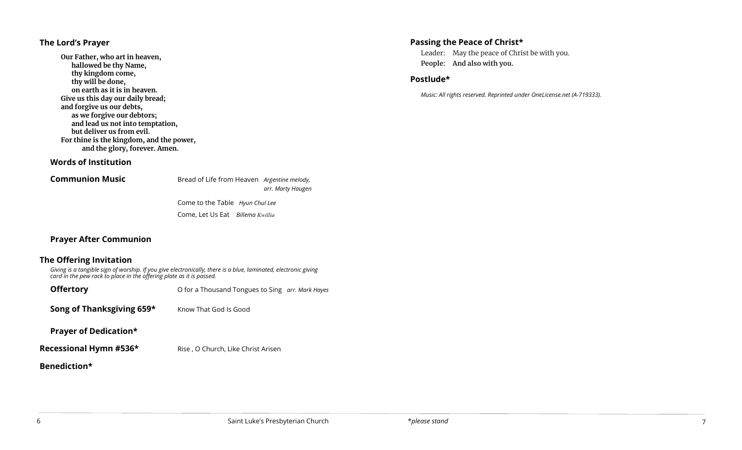## The Lord's Prayer

**Our Father, who art in heaven,**
**hallowed be thy Name,**
**thy kingdom come,**
**thy will be done,**
**on earth as it is in heaven.**
**Give us this day our daily bread;**
**and forgive us our debts,**
**as we forgive our debtors;**
**and lead us not into temptation,**
**but deliver us from evil.**
**For thine is the kingdom, and the power,**
**and the glory, forever. Amen.**

### Words of Institution

### Communion Music

Bread of Life from Heaven *Argentine melody, arr. Marty Haugen*

Come to the Table *Hyun Chul Lee*

Come, Let Us Eat *Billema Kwillia*

### Prayer After Communion

## The Offering Invitation

*Giving is a tangible sign of worship. If you give electronically, there is a blue, laminated, electronic giving card in the pew rack to place in the offering plate as it is passed.*

### Offertory

O for a Thousand Tongues to Sing *arr. Mark Hayes*

### Song of Thanksgiving 659*

Know That God Is Good

### Prayer of Dedication*

## Recessional Hymn #536*

Rise , O Church, Like Christ Arisen

## Benediction*

## Passing the Peace of Christ*

Leader: May the peace of Christ be with you.

**People: And also with you.**

## Postlude*

*Music: All rights reserved. Reprinted under OneLicense.net (A-719333).*

*\*please stand*